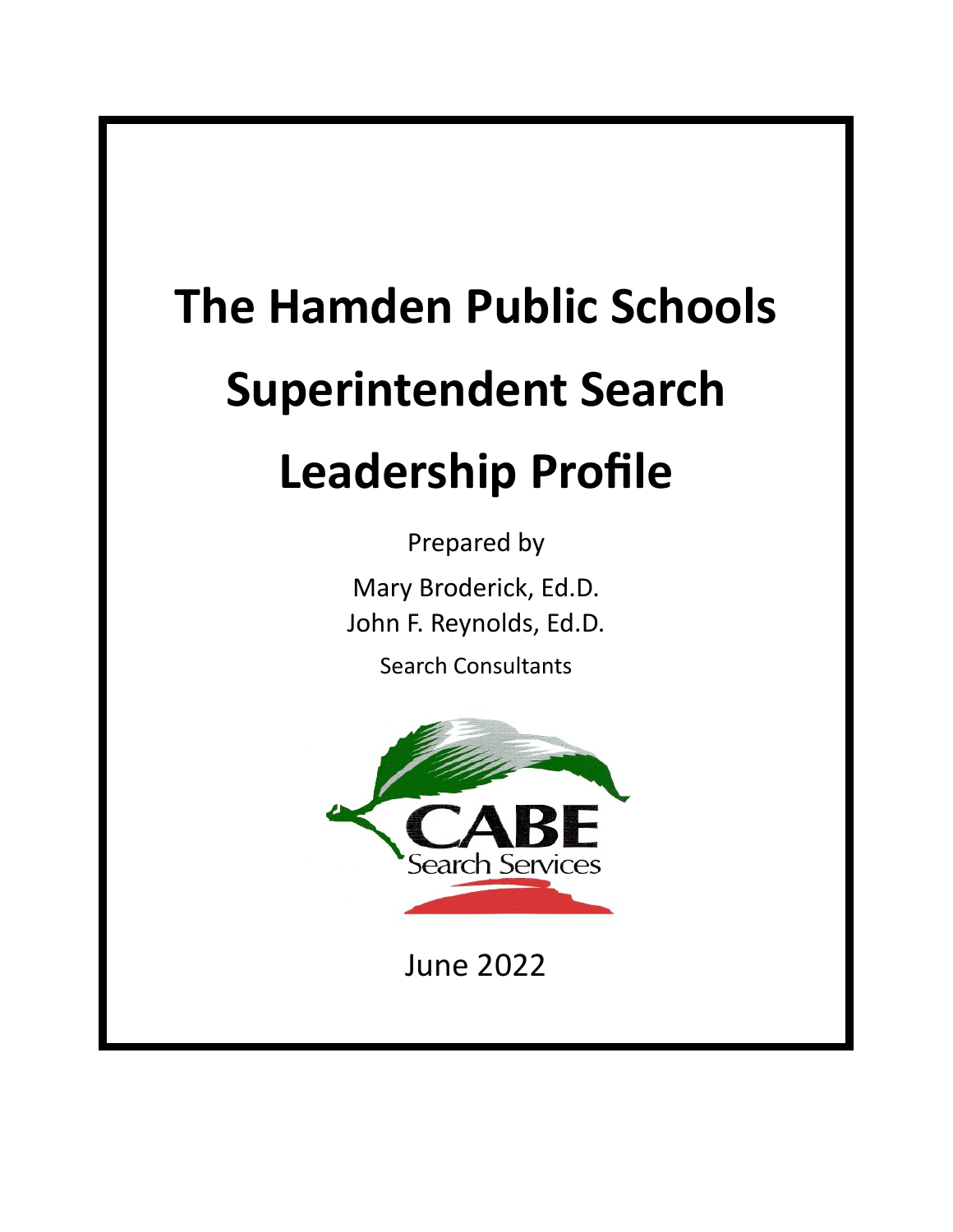# The Hamden Public Schools

# Superintendent Search

# Leadership Profile

Prepared by

Mary Broderick, Ed.D.
John F. Reynolds, Ed.D.

Search Consultants

CABE
Search Services

June 2022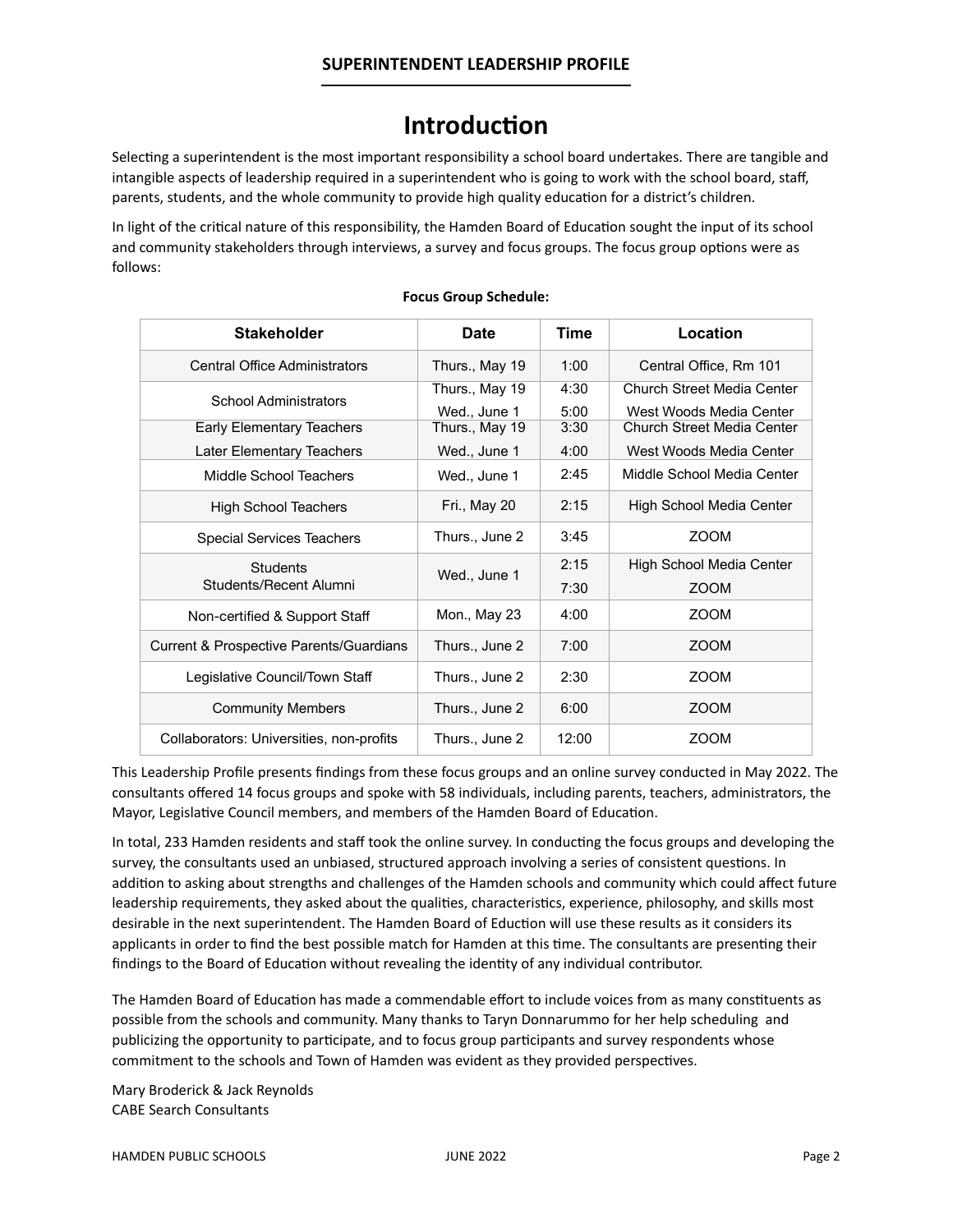## SUPERINTENDENT LEADERSHIP PROFILE

# Introduction

Selecting a superintendent is the most important responsibility a school board undertakes. There are tangible and intangible aspects of leadership required in a superintendent who is going to work with the school board, staff, parents, students, and the whole community to provide high quality education for a district's children.

In light of the critical nature of this responsibility, the Hamden Board of Education sought the input of its school and community stakeholders through interviews, a survey and focus groups. The focus group options were as follows:

**Focus Group Schedule:**

| Stakeholder | Date | Time | Location |
|---|---|---|---|
| Central Office Administrators | Thurs., May 19 | 1:00 | Central Office, Rm 101 |
| School Administrators | Thurs., May 19 | 4:30 | Church Street Media Center |
| | Wed., June 1 | 5:00 | West Woods Media Center |
| Early Elementary Teachers | Thurs., May 19 | 3:30 | Church Street Media Center |
| Later Elementary Teachers | Wed., June 1 | 4:00 | West Woods Media Center |
| Middle School Teachers | Wed., June 1 | 2:45 | Middle School Media Center |
| High School Teachers | Fri., May 20 | 2:15 | High School Media Center |
| Special Services Teachers | Thurs., June 2 | 3:45 | ZOOM |
| Students | Wed., June 1 | 2:15 | High School Media Center |
| Students/Recent Alumni | | 7:30 | ZOOM |
| Non-certified & Support Staff | Mon., May 23 | 4:00 | ZOOM |
| Current & Prospective Parents/Guardians | Thurs., June 2 | 7:00 | ZOOM |
| Legislative Council/Town Staff | Thurs., June 2 | 2:30 | ZOOM |
| Community Members | Thurs., June 2 | 6:00 | ZOOM |
| Collaborators: Universities, non-profits | Thurs., June 2 | 12:00 | ZOOM |

This Leadership Profile presents findings from these focus groups and an online survey conducted in May 2022. The consultants offered 14 focus groups and spoke with 58 individuals, including parents, teachers, administrators, the Mayor, Legislative Council members, and members of the Hamden Board of Education.

In total, 233 Hamden residents and staff took the online survey. In conducting the focus groups and developing the survey, the consultants used an unbiased, structured approach involving a series of consistent questions. In addition to asking about strengths and challenges of the Hamden schools and community which could affect future leadership requirements, they asked about the qualities, characteristics, experience, philosophy, and skills most desirable in the next superintendent. The Hamden Board of Eduction will use these results as it considers its applicants in order to find the best possible match for Hamden at this time. The consultants are presenting their findings to the Board of Education without revealing the identity of any individual contributor.

The Hamden Board of Education has made a commendable effort to include voices from as many constituents as possible from the schools and community. Many thanks to Taryn Donnarummo for her help scheduling and publicizing the opportunity to participate, and to focus group participants and survey respondents whose commitment to the schools and Town of Hamden was evident as they provided perspectives.

Mary Broderick & Jack Reynolds
CABE Search Consultants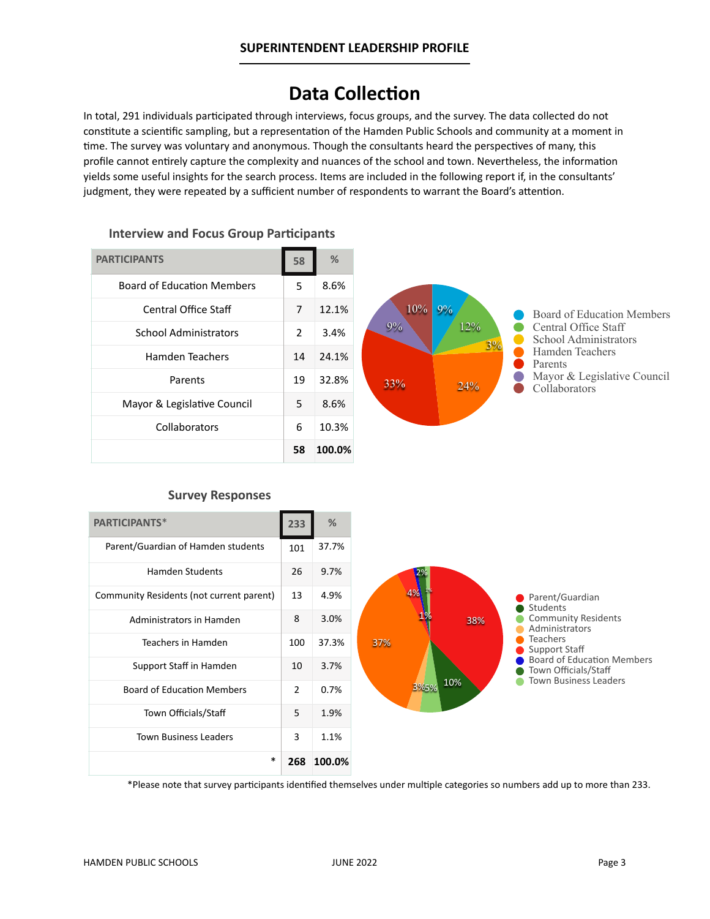## Data Collection

In total, 291 individuals participated through interviews, focus groups, and the survey. The data collected do not constitute a scientific sampling, but a representation of the Hamden Public Schools and community at a moment in time. The survey was voluntary and anonymous. Though the consultants heard the perspectives of many, this profile cannot entirely capture the complexity and nuances of the school and town. Nevertheless, the information yields some useful insights for the search process. Items are included in the following report if, in the consultants' judgment, they were repeated by a sufficient number of respondents to warrant the Board's attention.

### Interview and Focus Group Participants

| PARTICIPANTS | 58 | % |
|---|---|---|
| Board of Education Members | 5 | 8.6% |
| Central Office Staff | 7 | 12.1% |
| School Administrators | 2 | 3.4% |
| Hamden Teachers | 14 | 24.1% |
| Parents | 19 | 32.8% |
| Mayor & Legislative Council | 5 | 8.6% |
| Collaborators | 6 | 10.3% |
| | **58** | **100.0%** |

### Survey Responses

| PARTICIPANTS* | 233 | % |
|---|---|---|
| Parent/Guardian of Hamden students | 101 | 37.7% |
| Hamden Students | 26 | 9.7% |
| Community Residents (not current parent) | 13 | 4.9% |
| Administrators in Hamden | 8 | 3.0% |
| Teachers in Hamden | 100 | 37.3% |
| Support Staff in Hamden | 10 | 3.7% |
| Board of Education Members | 2 | 0.7% |
| Town Officials/Staff | 5 | 1.9% |
| Town Business Leaders | 3 | 1.1% |
| * | **268** | **100.0%** |

*Please note that survey participants identified themselves under multiple categories so numbers add up to more than 233.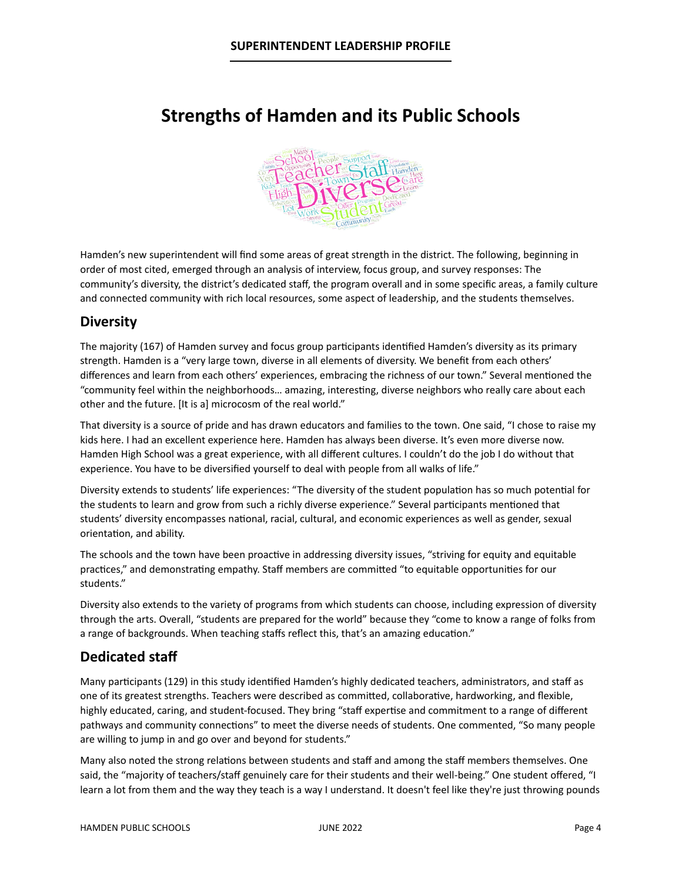# Strengths of Hamden and its Public Schools

Hamden's new superintendent will find some areas of great strength in the district. The following, beginning in order of most cited, emerged through an analysis of interview, focus group, and survey responses: The community's diversity, the district's dedicated staff, the program overall and in some specific areas, a family culture and connected community with rich local resources, some aspect of leadership, and the students themselves.

## Diversity

The majority (167) of Hamden survey and focus group participants identified Hamden's diversity as its primary strength. Hamden is a "very large town, diverse in all elements of diversity. We benefit from each others' differences and learn from each others' experiences, embracing the richness of our town." Several mentioned the "community feel within the neighborhoods… amazing, interesting, diverse neighbors who really care about each other and the future. [It is a] microcosm of the real world."

That diversity is a source of pride and has drawn educators and families to the town. One said, "I chose to raise my kids here. I had an excellent experience here. Hamden has always been diverse. It's even more diverse now. Hamden High School was a great experience, with all different cultures. I couldn't do the job I do without that experience. You have to be diversified yourself to deal with people from all walks of life."

Diversity extends to students' life experiences: "The diversity of the student population has so much potential for the students to learn and grow from such a richly diverse experience." Several participants mentioned that students' diversity encompasses national, racial, cultural, and economic experiences as well as gender, sexual orientation, and ability.

The schools and the town have been proactive in addressing diversity issues, "striving for equity and equitable practices," and demonstrating empathy. Staff members are committed "to equitable opportunities for our students."

Diversity also extends to the variety of programs from which students can choose, including expression of diversity through the arts. Overall, "students are prepared for the world" because they "come to know a range of folks from a range of backgrounds. When teaching staffs reflect this, that's an amazing education."

## Dedicated staff

Many participants (129) in this study identified Hamden's highly dedicated teachers, administrators, and staff as one of its greatest strengths. Teachers were described as committed, collaborative, hardworking, and flexible, highly educated, caring, and student-focused. They bring "staff expertise and commitment to a range of different pathways and community connections" to meet the diverse needs of students. One commented, "So many people are willing to jump in and go over and beyond for students."

Many also noted the strong relations between students and staff and among the staff members themselves. One said, the "majority of teachers/staff genuinely care for their students and their well-being." One student offered, "I learn a lot from them and the way they teach is a way I understand. It doesn't feel like they're just throwing pounds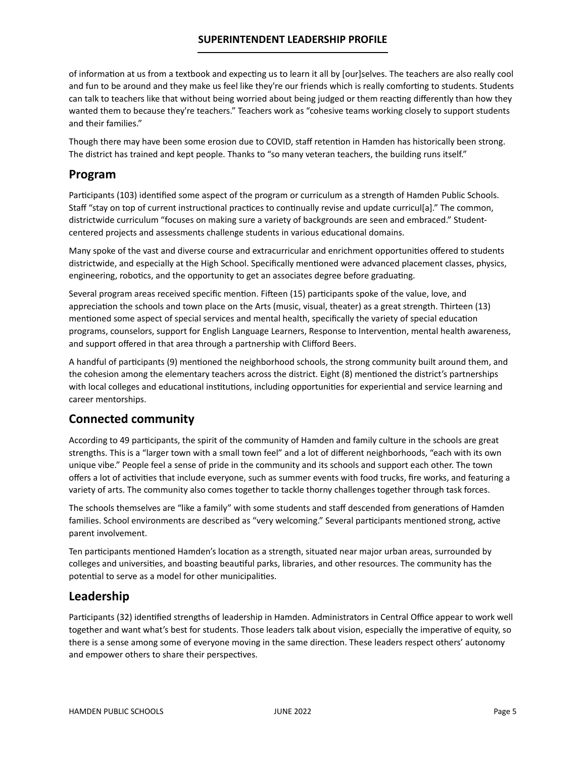of information at us from a textbook and expecting us to learn it all by [our]selves. The teachers are also really cool and fun to be around and they make us feel like they're our friends which is really comforting to students. Students can talk to teachers like that without being worried about being judged or them reacting differently than how they wanted them to because they're teachers." Teachers work as "cohesive teams working closely to support students and their families."

Though there may have been some erosion due to COVID, staff retention in Hamden has historically been strong. The district has trained and kept people. Thanks to "so many veteran teachers, the building runs itself."

## Program

Participants (103) identified some aspect of the program or curriculum as a strength of Hamden Public Schools. Staff "stay on top of current instructional practices to continually revise and update curricul[a]." The common, districtwide curriculum "focuses on making sure a variety of backgrounds are seen and embraced." Student-centered projects and assessments challenge students in various educational domains.

Many spoke of the vast and diverse course and extracurricular and enrichment opportunities offered to students districtwide, and especially at the High School. Specifically mentioned were advanced placement classes, physics, engineering, robotics, and the opportunity to get an associates degree before graduating.

Several program areas received specific mention. Fifteen (15) participants spoke of the value, love, and appreciation the schools and town place on the Arts (music, visual, theater) as a great strength. Thirteen (13) mentioned some aspect of special services and mental health, specifically the variety of special education programs, counselors, support for English Language Learners, Response to Intervention, mental health awareness, and support offered in that area through a partnership with Clifford Beers.

A handful of participants (9) mentioned the neighborhood schools, the strong community built around them, and the cohesion among the elementary teachers across the district. Eight (8) mentioned the district's partnerships with local colleges and educational institutions, including opportunities for experiential and service learning and career mentorships.

## Connected community

According to 49 participants, the spirit of the community of Hamden and family culture in the schools are great strengths. This is a "larger town with a small town feel" and a lot of different neighborhoods, "each with its own unique vibe." People feel a sense of pride in the community and its schools and support each other. The town offers a lot of activities that include everyone, such as summer events with food trucks, fire works, and featuring a variety of arts. The community also comes together to tackle thorny challenges together through task forces.

The schools themselves are "like a family" with some students and staff descended from generations of Hamden families. School environments are described as "very welcoming." Several participants mentioned strong, active parent involvement.

Ten participants mentioned Hamden's location as a strength, situated near major urban areas, surrounded by colleges and universities, and boasting beautiful parks, libraries, and other resources. The community has the potential to serve as a model for other municipalities.

## Leadership

Participants (32) identified strengths of leadership in Hamden. Administrators in Central Office appear to work well together and want what's best for students. Those leaders talk about vision, especially the imperative of equity, so there is a sense among some of everyone moving in the same direction. These leaders respect others' autonomy and empower others to share their perspectives.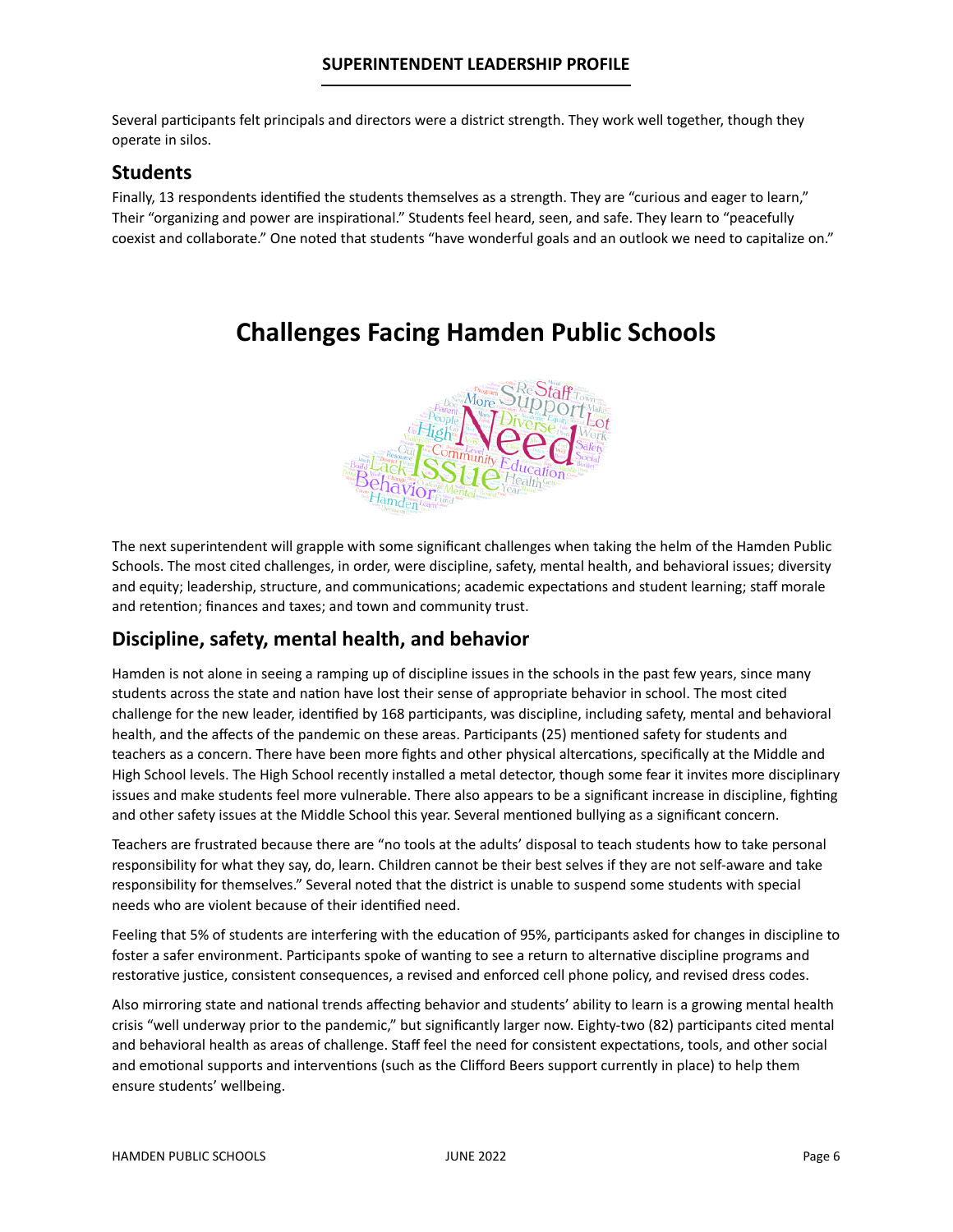Several participants felt principals and directors were a district strength. They work well together, though they operate in silos.

## Students

Finally, 13 respondents identified the students themselves as a strength. They are “curious and eager to learn,” Their “organizing and power are inspirational.” Students feel heard, seen, and safe. They learn to “peacefully coexist and collaborate.” One noted that students “have wonderful goals and an outlook we need to capitalize on.”

# Challenges Facing Hamden Public Schools

The next superintendent will grapple with some significant challenges when taking the helm of the Hamden Public Schools. The most cited challenges, in order, were discipline, safety, mental health, and behavioral issues; diversity and equity; leadership, structure, and communications; academic expectations and student learning; staff morale and retention; finances and taxes; and town and community trust.

## Discipline, safety, mental health, and behavior

Hamden is not alone in seeing a ramping up of discipline issues in the schools in the past few years, since many students across the state and nation have lost their sense of appropriate behavior in school. The most cited challenge for the new leader, identified by 168 participants, was discipline, including safety, mental and behavioral health, and the affects of the pandemic on these areas. Participants (25) mentioned safety for students and teachers as a concern. There have been more fights and other physical altercations, specifically at the Middle and High School levels. The High School recently installed a metal detector, though some fear it invites more disciplinary issues and make students feel more vulnerable. There also appears to be a significant increase in discipline, fighting and other safety issues at the Middle School this year. Several mentioned bullying as a significant concern.

Teachers are frustrated because there are “no tools at the adults’ disposal to teach students how to take personal responsibility for what they say, do, learn. Children cannot be their best selves if they are not self-aware and take responsibility for themselves.” Several noted that the district is unable to suspend some students with special needs who are violent because of their identified need.

Feeling that 5% of students are interfering with the education of 95%, participants asked for changes in discipline to foster a safer environment. Participants spoke of wanting to see a return to alternative discipline programs and restorative justice, consistent consequences, a revised and enforced cell phone policy, and revised dress codes.

Also mirroring state and national trends affecting behavior and students’ ability to learn is a growing mental health crisis “well underway prior to the pandemic,” but significantly larger now. Eighty-two (82) participants cited mental and behavioral health as areas of challenge. Staff feel the need for consistent expectations, tools, and other social and emotional supports and interventions (such as the Clifford Beers support currently in place) to help them ensure students’ wellbeing.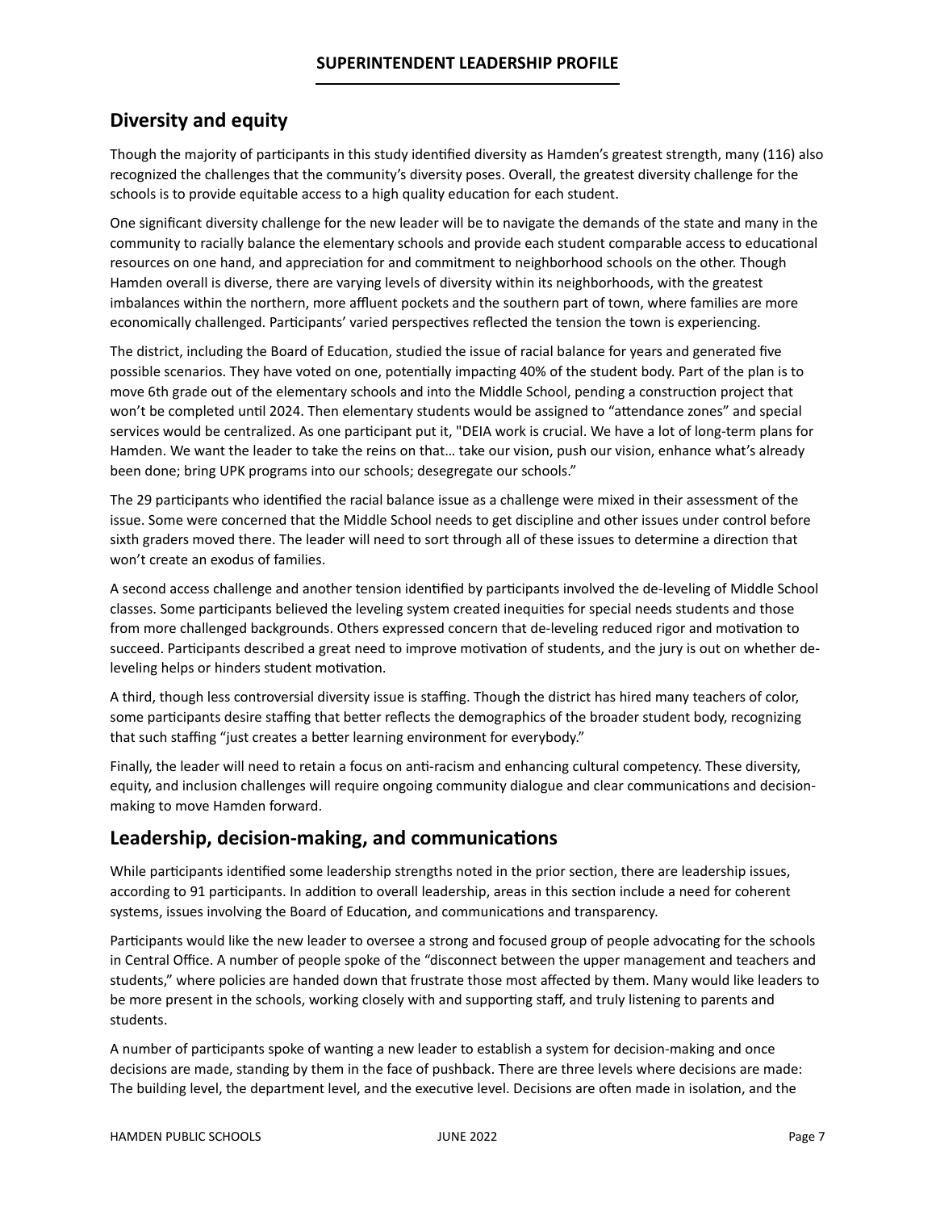## Diversity and equity

Though the majority of participants in this study identified diversity as Hamden's greatest strength, many (116) also recognized the challenges that the community's diversity poses. Overall, the greatest diversity challenge for the schools is to provide equitable access to a high quality education for each student.

One significant diversity challenge for the new leader will be to navigate the demands of the state and many in the community to racially balance the elementary schools and provide each student comparable access to educational resources on one hand, and appreciation for and commitment to neighborhood schools on the other. Though Hamden overall is diverse, there are varying levels of diversity within its neighborhoods, with the greatest imbalances within the northern, more affluent pockets and the southern part of town, where families are more economically challenged. Participants' varied perspectives reflected the tension the town is experiencing.

The district, including the Board of Education, studied the issue of racial balance for years and generated five possible scenarios. They have voted on one, potentially impacting 40% of the student body. Part of the plan is to move 6th grade out of the elementary schools and into the Middle School, pending a construction project that won't be completed until 2024. Then elementary students would be assigned to "attendance zones" and special services would be centralized. As one participant put it, "DEIA work is crucial. We have a lot of long-term plans for Hamden. We want the leader to take the reins on that… take our vision, push our vision, enhance what's already been done; bring UPK programs into our schools; desegregate our schools."

The 29 participants who identified the racial balance issue as a challenge were mixed in their assessment of the issue. Some were concerned that the Middle School needs to get discipline and other issues under control before sixth graders moved there. The leader will need to sort through all of these issues to determine a direction that won't create an exodus of families.

A second access challenge and another tension identified by participants involved the de-leveling of Middle School classes. Some participants believed the leveling system created inequities for special needs students and those from more challenged backgrounds. Others expressed concern that de-leveling reduced rigor and motivation to succeed. Participants described a great need to improve motivation of students, and the jury is out on whether de-leveling helps or hinders student motivation.

A third, though less controversial diversity issue is staffing. Though the district has hired many teachers of color, some participants desire staffing that better reflects the demographics of the broader student body, recognizing that such staffing "just creates a better learning environment for everybody."

Finally, the leader will need to retain a focus on anti-racism and enhancing cultural competency. These diversity, equity, and inclusion challenges will require ongoing community dialogue and clear communications and decision-making to move Hamden forward.

## Leadership, decision-making, and communications

While participants identified some leadership strengths noted in the prior section, there are leadership issues, according to 91 participants. In addition to overall leadership, areas in this section include a need for coherent systems, issues involving the Board of Education, and communications and transparency.

Participants would like the new leader to oversee a strong and focused group of people advocating for the schools in Central Office. A number of people spoke of the "disconnect between the upper management and teachers and students," where policies are handed down that frustrate those most affected by them. Many would like leaders to be more present in the schools, working closely with and supporting staff, and truly listening to parents and students.

A number of participants spoke of wanting a new leader to establish a system for decision-making and once decisions are made, standing by them in the face of pushback. There are three levels where decisions are made: The building level, the department level, and the executive level. Decisions are often made in isolation, and the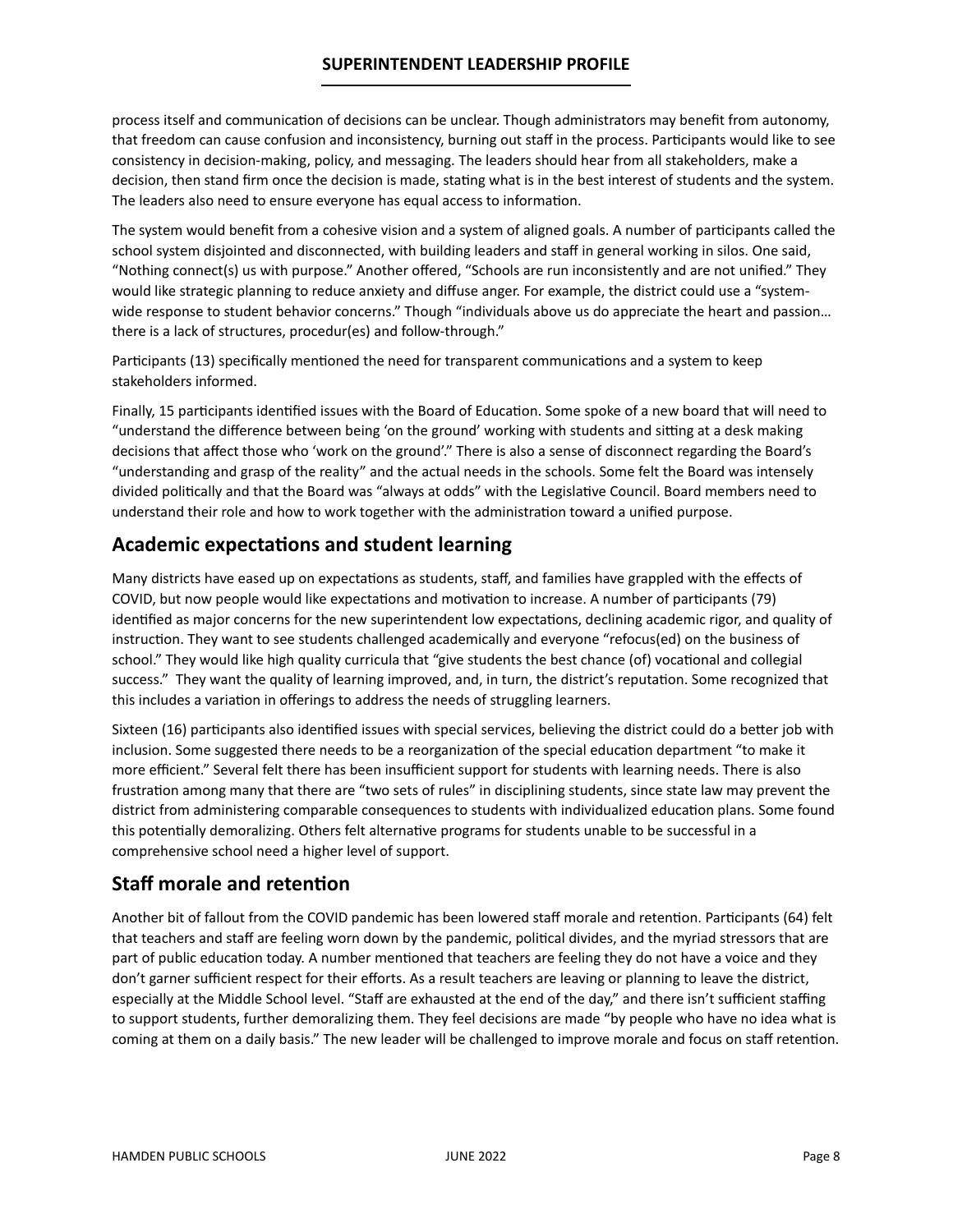process itself and communication of decisions can be unclear. Though administrators may benefit from autonomy, that freedom can cause confusion and inconsistency, burning out staff in the process. Participants would like to see consistency in decision-making, policy, and messaging. The leaders should hear from all stakeholders, make a decision, then stand firm once the decision is made, stating what is in the best interest of students and the system. The leaders also need to ensure everyone has equal access to information.

The system would benefit from a cohesive vision and a system of aligned goals. A number of participants called the school system disjointed and disconnected, with building leaders and staff in general working in silos. One said, "Nothing connect(s) us with purpose." Another offered, "Schools are run inconsistently and are not unified." They would like strategic planning to reduce anxiety and diffuse anger. For example, the district could use a "system-wide response to student behavior concerns." Though "individuals above us do appreciate the heart and passion… there is a lack of structures, procedur(es) and follow-through."

Participants (13) specifically mentioned the need for transparent communications and a system to keep stakeholders informed.

Finally, 15 participants identified issues with the Board of Education. Some spoke of a new board that will need to "understand the difference between being 'on the ground' working with students and sitting at a desk making decisions that affect those who 'work on the ground'." There is also a sense of disconnect regarding the Board's "understanding and grasp of the reality" and the actual needs in the schools. Some felt the Board was intensely divided politically and that the Board was "always at odds" with the Legislative Council. Board members need to understand their role and how to work together with the administration toward a unified purpose.

## Academic expectations and student learning

Many districts have eased up on expectations as students, staff, and families have grappled with the effects of COVID, but now people would like expectations and motivation to increase. A number of participants (79) identified as major concerns for the new superintendent low expectations, declining academic rigor, and quality of instruction. They want to see students challenged academically and everyone "refocus(ed) on the business of school." They would like high quality curricula that "give students the best chance (of) vocational and collegial success." They want the quality of learning improved, and, in turn, the district's reputation. Some recognized that this includes a variation in offerings to address the needs of struggling learners.

Sixteen (16) participants also identified issues with special services, believing the district could do a better job with inclusion. Some suggested there needs to be a reorganization of the special education department "to make it more efficient." Several felt there has been insufficient support for students with learning needs. There is also frustration among many that there are "two sets of rules" in disciplining students, since state law may prevent the district from administering comparable consequences to students with individualized education plans. Some found this potentially demoralizing. Others felt alternative programs for students unable to be successful in a comprehensive school need a higher level of support.

## Staff morale and retention

Another bit of fallout from the COVID pandemic has been lowered staff morale and retention. Participants (64) felt that teachers and staff are feeling worn down by the pandemic, political divides, and the myriad stressors that are part of public education today. A number mentioned that teachers are feeling they do not have a voice and they don't garner sufficient respect for their efforts. As a result teachers are leaving or planning to leave the district, especially at the Middle School level. "Staff are exhausted at the end of the day," and there isn't sufficient staffing to support students, further demoralizing them. They feel decisions are made "by people who have no idea what is coming at them on a daily basis." The new leader will be challenged to improve morale and focus on staff retention.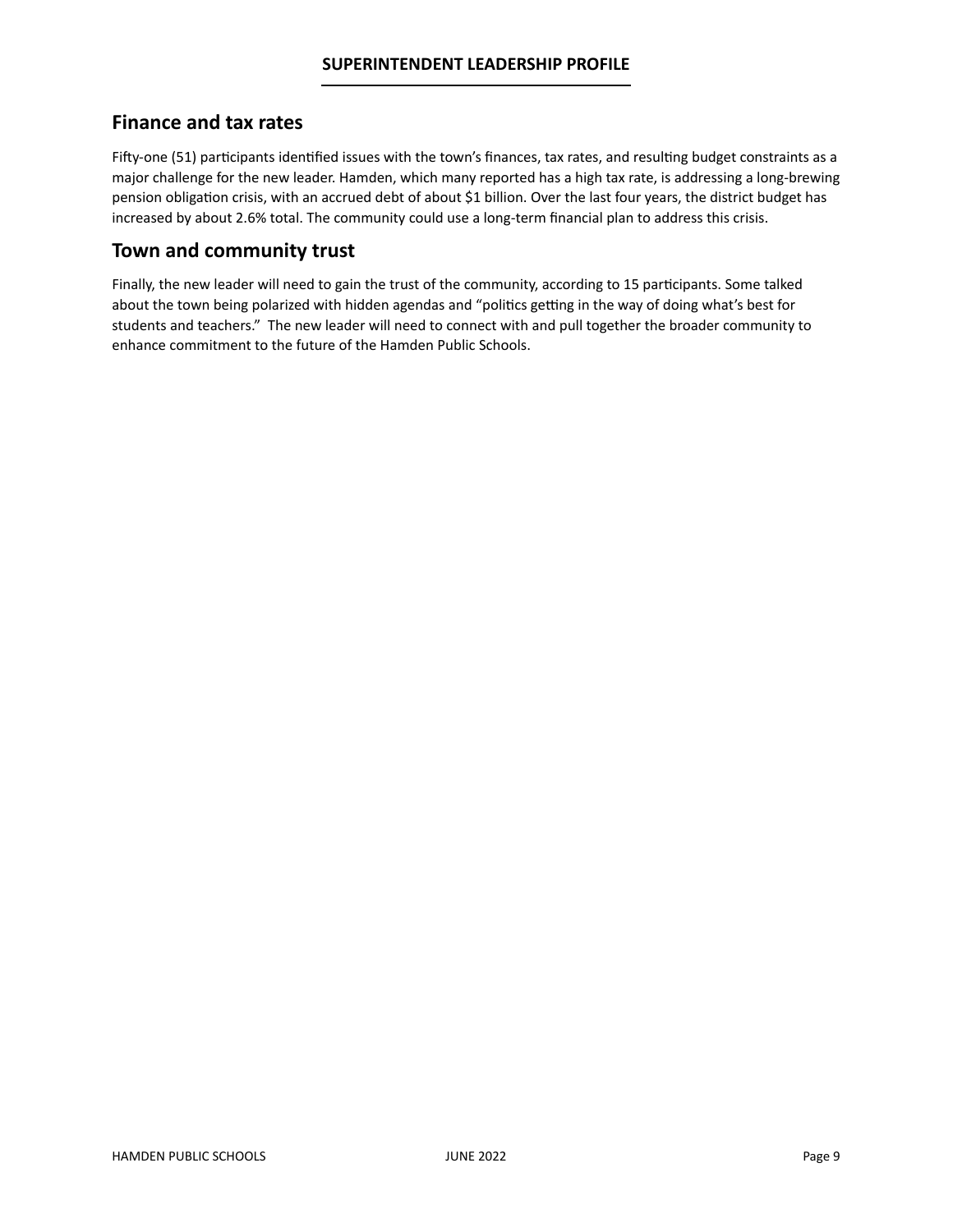## Finance and tax rates

Fifty-one (51) participants identified issues with the town's finances, tax rates, and resulting budget constraints as a major challenge for the new leader. Hamden, which many reported has a high tax rate, is addressing a long-brewing pension obligation crisis, with an accrued debt of about $1 billion. Over the last four years, the district budget has increased by about 2.6% total. The community could use a long-term financial plan to address this crisis.

## Town and community trust

Finally, the new leader will need to gain the trust of the community, according to 15 participants. Some talked about the town being polarized with hidden agendas and "politics getting in the way of doing what's best for students and teachers." The new leader will need to connect with and pull together the broader community to enhance commitment to the future of the Hamden Public Schools.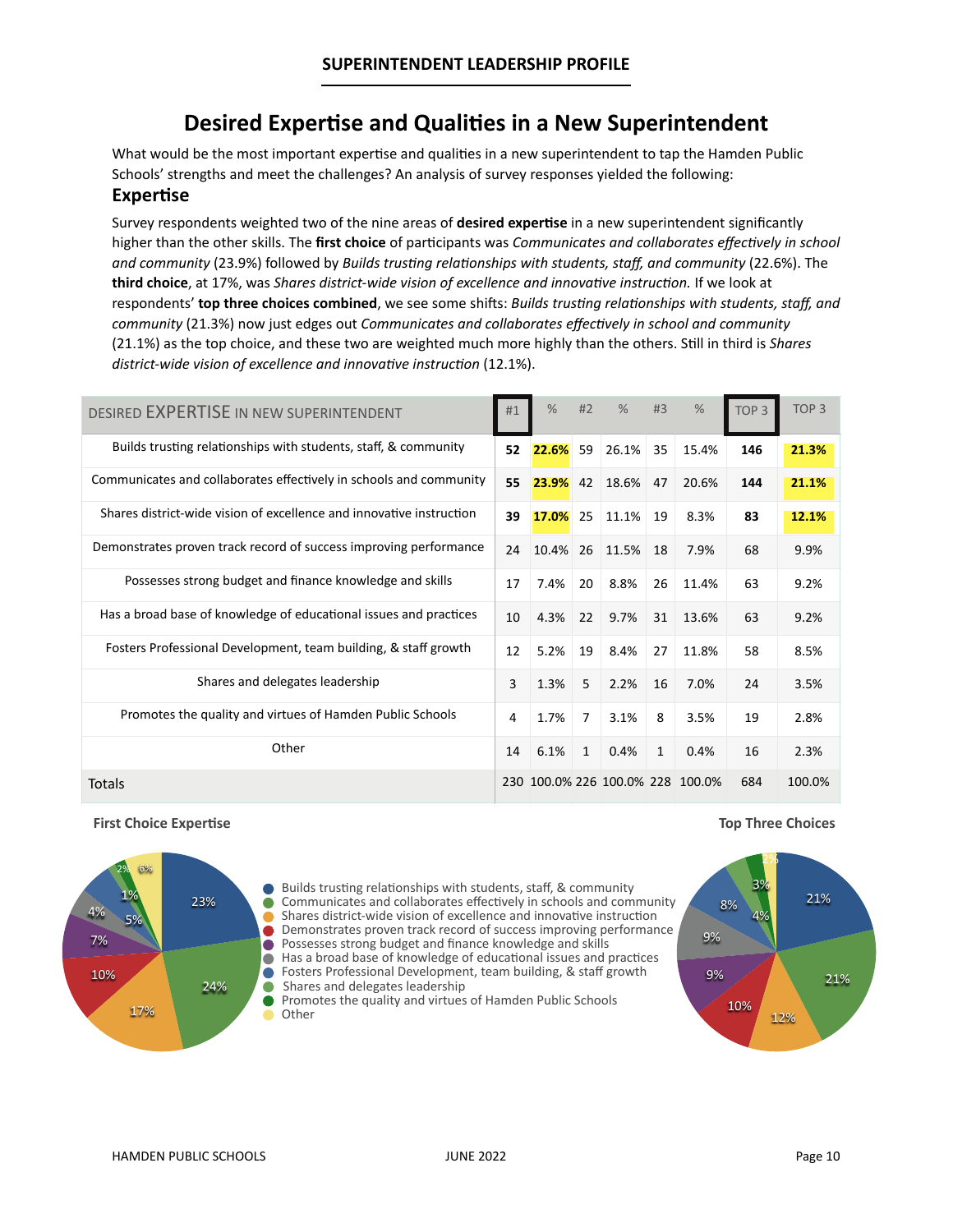## Desired Expertise and Qualities in a New Superintendent

What would be the most important expertise and qualities in a new superintendent to tap the Hamden Public Schools' strengths and meet the challenges? An analysis of survey responses yielded the following:

### Expertise

Survey respondents weighted two of the nine areas of **desired expertise** in a new superintendent significantly higher than the other skills. The **first choice** of participants was *Communicates and collaborates effectively in school and community* (23.9%) followed by *Builds trusting relationships with students, staff, and community* (22.6%). The **third choice**, at 17%, was *Shares district-wide vision of excellence and innovative instruction.* If we look at respondents' **top three choices combined**, we see some shifts: *Builds trusting relationships with students, staff, and community* (21.3%) now just edges out *Communicates and collaborates effectively in school and community* (21.1%) as the top choice, and these two are weighted much more highly than the others. Still in third is *Shares district-wide vision of excellence and innovative instruction* (12.1%).

| DESIRED EXPERTISE IN NEW SUPERINTENDENT | #1 | % | #2 | % | #3 | % | TOP 3 | TOP 3 |
|---|---|---|---|---|---|---|---|---|
| Builds trusting relationships with students, staff, & community | **52** | **22.6%** | 59 | 26.1% | 35 | 15.4% | **146** | **21.3%** |
| Communicates and collaborates effectively in schools and community | **55** | **23.9%** | 42 | 18.6% | 47 | 20.6% | **144** | **21.1%** |
| Shares district-wide vision of excellence and innovative instruction | **39** | **17.0%** | 25 | 11.1% | 19 | 8.3% | **83** | **12.1%** |
| Demonstrates proven track record of success improving performance | 24 | 10.4% | 26 | 11.5% | 18 | 7.9% | 68 | 9.9% |
| Possesses strong budget and finance knowledge and skills | 17 | 7.4% | 20 | 8.8% | 26 | 11.4% | 63 | 9.2% |
| Has a broad base of knowledge of educational issues and practices | 10 | 4.3% | 22 | 9.7% | 31 | 13.6% | 63 | 9.2% |
| Fosters Professional Development, team building, & staff growth | 12 | 5.2% | 19 | 8.4% | 27 | 11.8% | 58 | 8.5% |
| Shares and delegates leadership | 3 | 1.3% | 5 | 2.2% | 16 | 7.0% | 24 | 3.5% |
| Promotes the quality and virtues of Hamden Public Schools | 4 | 1.7% | 7 | 3.1% | 8 | 3.5% | 19 | 2.8% |
| Other | 14 | 6.1% | 1 | 0.4% | 1 | 0.4% | 16 | 2.3% |
| Totals | 230 | 100.0% | 226 | 100.0% | 228 | 100.0% | 684 | 100.0% |

**First Choice Expertise**

**Top Three Choices**

- Builds trusting relationships with students, staff, & community
- Communicates and collaborates effectively in schools and community
- Shares district-wide vision of excellence and innovative instruction
- Demonstrates proven track record of success improving performance
- Possesses strong budget and finance knowledge and skills
- Has a broad base of knowledge of educational issues and practices
- Fosters Professional Development, team building, & staff growth
- Shares and delegates leadership
- Promotes the quality and virtues of Hamden Public Schools
- Other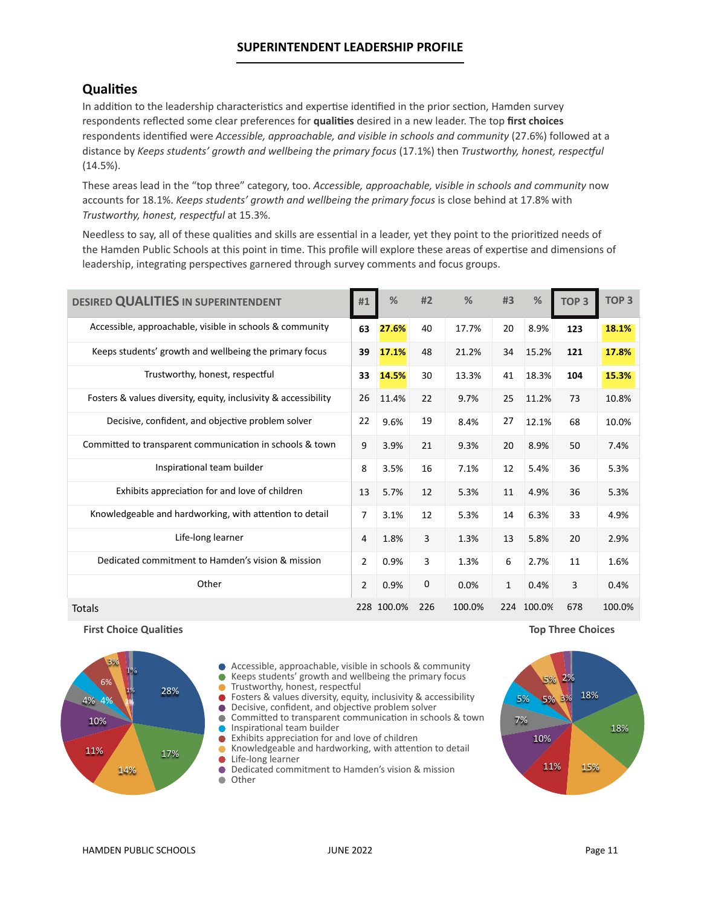## SUPERINTENDENT LEADERSHIP PROFILE

### Qualities

In addition to the leadership characteristics and expertise identified in the prior section, Hamden survey respondents reflected some clear preferences for **qualities** desired in a new leader. The top **first choices** respondents identified were *Accessible, approachable, and visible in schools and community* (27.6%) followed at a distance by *Keeps students' growth and wellbeing the primary focus* (17.1%) then *Trustworthy, honest, respectful* (14.5%).

These areas lead in the "top three" category, too. *Accessible, approachable, visible in schools and community* now accounts for 18.1%. *Keeps students' growth and wellbeing the primary focus* is close behind at 17.8% with *Trustworthy, honest, respectful* at 15.3%.

Needless to say, all of these qualities and skills are essential in a leader, yet they point to the prioritized needs of the Hamden Public Schools at this point in time. This profile will explore these areas of expertise and dimensions of leadership, integrating perspectives garnered through survey comments and focus groups.

| DESIRED QUALITIES IN SUPERINTENDENT | #1 | % | #2 | % | #3 | % | TOP 3 | TOP 3 |
|---|---|---|---|---|---|---|---|---|
| Accessible, approachable, visible in schools & community | **63** | **27.6%** | 40 | 17.7% | 20 | 8.9% | **123** | **18.1%** |
| Keeps students' growth and wellbeing the primary focus | **39** | **17.1%** | 48 | 21.2% | 34 | 15.2% | **121** | **17.8%** |
| Trustworthy, honest, respectful | **33** | **14.5%** | 30 | 13.3% | 41 | 18.3% | **104** | **15.3%** |
| Fosters & values diversity, equity, inclusivity & accessibility | 26 | 11.4% | 22 | 9.7% | 25 | 11.2% | 73 | 10.8% |
| Decisive, confident, and objective problem solver | 22 | 9.6% | 19 | 8.4% | 27 | 12.1% | 68 | 10.0% |
| Committed to transparent communication in schools & town | 9 | 3.9% | 21 | 9.3% | 20 | 8.9% | 50 | 7.4% |
| Inspirational team builder | 8 | 3.5% | 16 | 7.1% | 12 | 5.4% | 36 | 5.3% |
| Exhibits appreciation for and love of children | 13 | 5.7% | 12 | 5.3% | 11 | 4.9% | 36 | 5.3% |
| Knowledgeable and hardworking, with attention to detail | 7 | 3.1% | 12 | 5.3% | 14 | 6.3% | 33 | 4.9% |
| Life-long learner | 4 | 1.8% | 3 | 1.3% | 13 | 5.8% | 20 | 2.9% |
| Dedicated commitment to Hamden's vision & mission | 2 | 0.9% | 3 | 1.3% | 6 | 2.7% | 11 | 1.6% |
| Other | 2 | 0.9% | 0 | 0.0% | 1 | 0.4% | 3 | 0.4% |
| Totals | 228 | 100.0% | 226 | 100.0% | 224 | 100.0% | 678 | 100.0% |

**First Choice Qualities**

**Top Three Choices**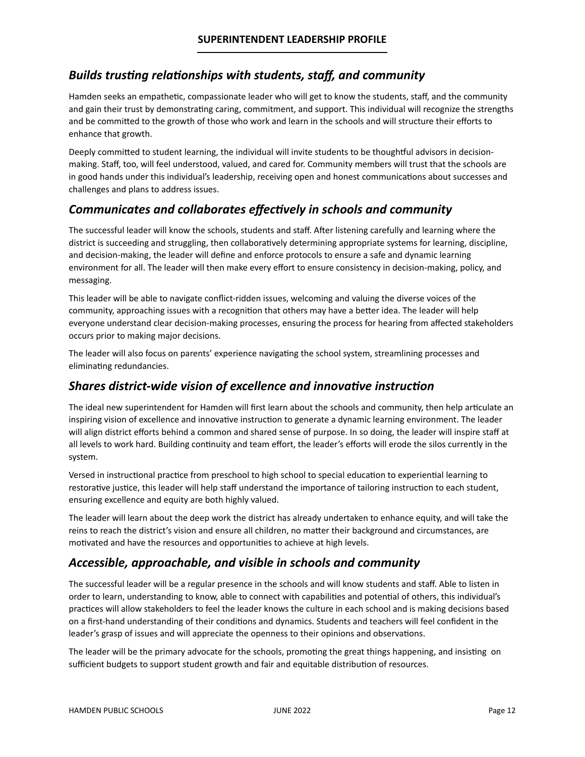## *Builds trusting relationships with students, staff, and community*

Hamden seeks an empathetic, compassionate leader who will get to know the students, staff, and the community and gain their trust by demonstrating caring, commitment, and support. This individual will recognize the strengths and be committed to the growth of those who work and learn in the schools and will structure their efforts to enhance that growth.

Deeply committed to student learning, the individual will invite students to be thoughtful advisors in decision-making. Staff, too, will feel understood, valued, and cared for. Community members will trust that the schools are in good hands under this individual's leadership, receiving open and honest communications about successes and challenges and plans to address issues.

## *Communicates and collaborates effectively in schools and community*

The successful leader will know the schools, students and staff. After listening carefully and learning where the district is succeeding and struggling, then collaboratively determining appropriate systems for learning, discipline, and decision-making, the leader will define and enforce protocols to ensure a safe and dynamic learning environment for all. The leader will then make every effort to ensure consistency in decision-making, policy, and messaging.

This leader will be able to navigate conflict-ridden issues, welcoming and valuing the diverse voices of the community, approaching issues with a recognition that others may have a better idea. The leader will help everyone understand clear decision-making processes, ensuring the process for hearing from affected stakeholders occurs prior to making major decisions.

The leader will also focus on parents' experience navigating the school system, streamlining processes and eliminating redundancies.

## *Shares district-wide vision of excellence and innovative instruction*

The ideal new superintendent for Hamden will first learn about the schools and community, then help articulate an inspiring vision of excellence and innovative instruction to generate a dynamic learning environment. The leader will align district efforts behind a common and shared sense of purpose. In so doing, the leader will inspire staff at all levels to work hard. Building continuity and team effort, the leader's efforts will erode the silos currently in the system.

Versed in instructional practice from preschool to high school to special education to experiential learning to restorative justice, this leader will help staff understand the importance of tailoring instruction to each student, ensuring excellence and equity are both highly valued.

The leader will learn about the deep work the district has already undertaken to enhance equity, and will take the reins to reach the district's vision and ensure all children, no matter their background and circumstances, are motivated and have the resources and opportunities to achieve at high levels.

## *Accessible, approachable, and visible in schools and community*

The successful leader will be a regular presence in the schools and will know students and staff. Able to listen in order to learn, understanding to know, able to connect with capabilities and potential of others, this individual's practices will allow stakeholders to feel the leader knows the culture in each school and is making decisions based on a first-hand understanding of their conditions and dynamics. Students and teachers will feel confident in the leader's grasp of issues and will appreciate the openness to their opinions and observations.

The leader will be the primary advocate for the schools, promoting the great things happening, and insisting on sufficient budgets to support student growth and fair and equitable distribution of resources.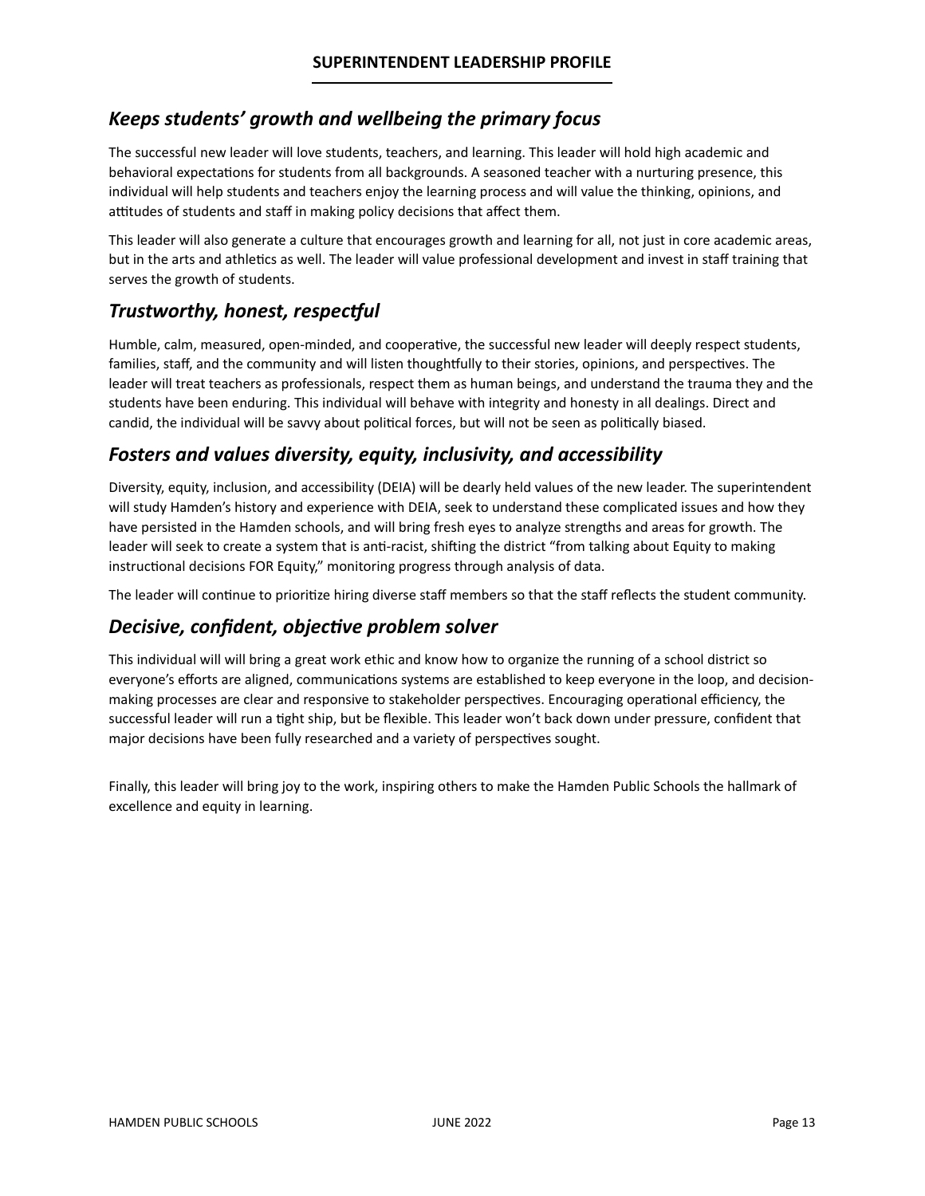## *Keeps students' growth and wellbeing the primary focus*

The successful new leader will love students, teachers, and learning. This leader will hold high academic and behavioral expectations for students from all backgrounds. A seasoned teacher with a nurturing presence, this individual will help students and teachers enjoy the learning process and will value the thinking, opinions, and attitudes of students and staff in making policy decisions that affect them.

This leader will also generate a culture that encourages growth and learning for all, not just in core academic areas, but in the arts and athletics as well. The leader will value professional development and invest in staff training that serves the growth of students.

## *Trustworthy, honest, respectful*

Humble, calm, measured, open-minded, and cooperative, the successful new leader will deeply respect students, families, staff, and the community and will listen thoughtfully to their stories, opinions, and perspectives. The leader will treat teachers as professionals, respect them as human beings, and understand the trauma they and the students have been enduring. This individual will behave with integrity and honesty in all dealings. Direct and candid, the individual will be savvy about political forces, but will not be seen as politically biased.

## *Fosters and values diversity, equity, inclusivity, and accessibility*

Diversity, equity, inclusion, and accessibility (DEIA) will be dearly held values of the new leader. The superintendent will study Hamden's history and experience with DEIA, seek to understand these complicated issues and how they have persisted in the Hamden schools, and will bring fresh eyes to analyze strengths and areas for growth. The leader will seek to create a system that is anti-racist, shifting the district "from talking about Equity to making instructional decisions FOR Equity," monitoring progress through analysis of data.

The leader will continue to prioritize hiring diverse staff members so that the staff reflects the student community.

## *Decisive, confident, objective problem solver*

This individual will will bring a great work ethic and know how to organize the running of a school district so everyone's efforts are aligned, communications systems are established to keep everyone in the loop, and decision-making processes are clear and responsive to stakeholder perspectives. Encouraging operational efficiency, the successful leader will run a tight ship, but be flexible. This leader won't back down under pressure, confident that major decisions have been fully researched and a variety of perspectives sought.

Finally, this leader will bring joy to the work, inspiring others to make the Hamden Public Schools the hallmark of excellence and equity in learning.